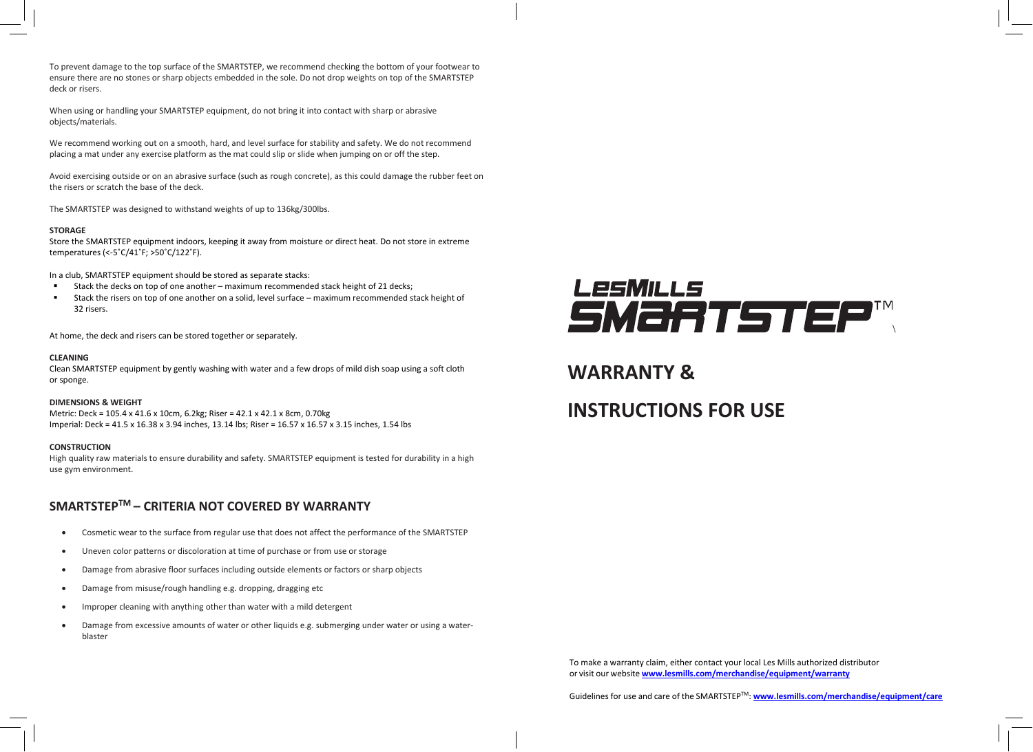To prevent damage to the top surface of the SMARTSTEP, we recommend checking the bottom of your footwear to ensure there are no stones or sharp objects embedded in the sole. Do not drop weights on top of the SMARTSTEP deck or risers.

When using or handling your SMARTSTEP equipment, do not bring it into contact with sharp or abrasive objects/materials.

We recommend working out on a smooth, hard, and level surface for stability and safety. We do not recommend placing a mat under any exercise platform as the mat could slip or slide when jumping on or off the step.

Avoid exercising outside or on an abrasive surface (such as rough concrete), as this could damage the rubber feet on the risers or scratch the base of the deck.

The SMARTSTEP was designed to withstand weights of up to 136kg/300lbs.

**STORAGE**

Store the SMARTSTEP equipment indoors, keeping it away from moisture or direct heat. Do not store in extreme temperatures (<-5˚C/41˚F; >50˚C/122˚F).

In a club, SMARTSTEP equipment should be stored as separate stacks:

- Stack the decks on top of one another – maximum recommended stack height of 21 decks;
- Stack the risers on top of one another on a solid, level surface – maximum recommended stack height of 32 risers.

At home, the deck and risers can be stored together or separately.

**CLEANING**

Clean SMARTSTEP equipment by gently washing with water and a few drops of mild dish soap using a soft cloth or sponge.

**DIMENSIONS & WEIGHT**

Metric: Deck = 105.4 x 41.6 x 10cm, 6.2kg; Riser = 42.1 x 42.1 x 8cm, 0.70kg
Imperial: Deck = 41.5 x 16.38 x 3.94 inches, 13.14 lbs; Riser = 16.57 x 16.57 x 3.15 inches, 1.54 lbs

**CONSTRUCTION**

High quality raw materials to ensure durability and safety. SMARTSTEP equipment is tested for durability in a high use gym environment.

## SMARTSTEP™ – CRITERIA NOT COVERED BY WARRANTY

- Cosmetic wear to the surface from regular use that does not affect the performance of the SMARTSTEP
- Uneven color patterns or discoloration at time of purchase or from use or storage
- Damage from abrasive floor surfaces including outside elements or factors or sharp objects
- Damage from misuse/rough handling e.g. dropping, dragging etc
- Improper cleaning with anything other than water with a mild detergent
- Damage from excessive amounts of water or other liquids e.g. submerging under water or using a water-blaster

LESMILLS SMARTSTEP™

# WARRANTY &

# INSTRUCTIONS FOR USE

To make a warranty claim, either contact your local Les Mills authorized distributor or visit our website **www.lesmills.com/merchandise/equipment/warranty**

Guidelines for use and care of the SMARTSTEP™: **www.lesmills.com/merchandise/equipment/care**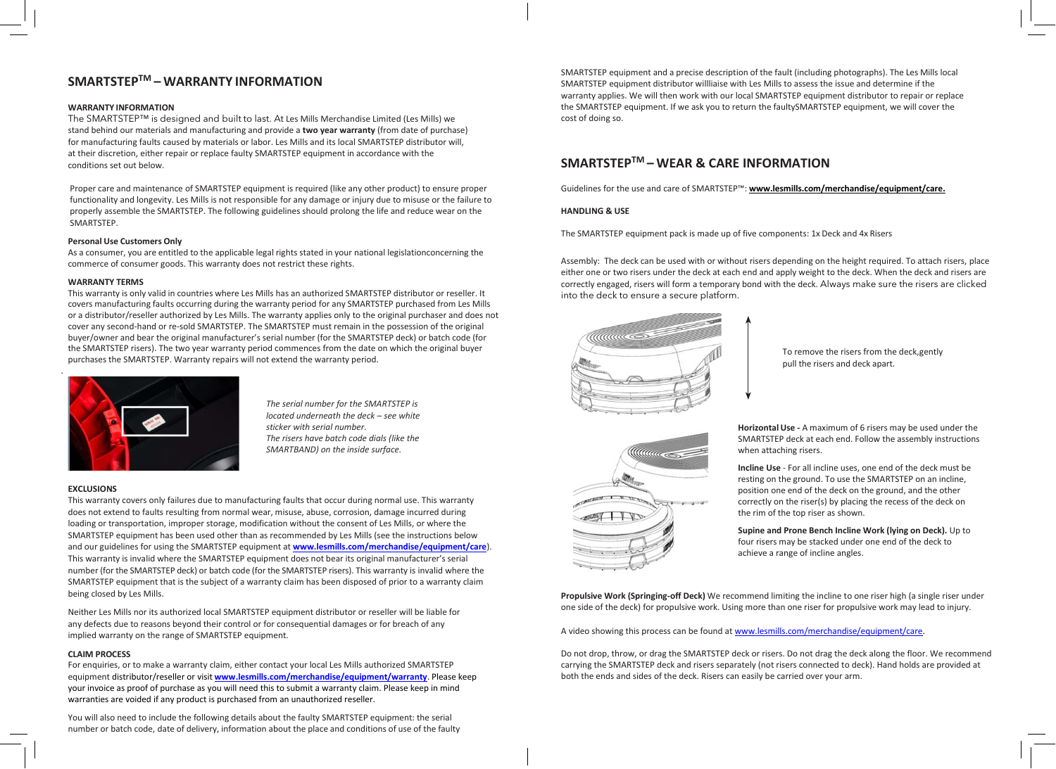## SMARTSTEP™ – WARRANTY INFORMATION

**WARRANTY INFORMATION**

The SMARTSTEP™ is designed and built to last. At Les Mills Merchandise Limited (Les Mills) we stand behind our materials and manufacturing and provide a **two year warranty** (from date of purchase) for manufacturing faults caused by materials or labor. Les Mills and its local SMARTSTEP distributor will, at their discretion, either repair or replace faulty SMARTSTEP equipment in accordance with the conditions set out below.

Proper care and maintenance of SMARTSTEP equipment is required (like any other product) to ensure proper functionality and longevity. Les Mills is not responsible for any damage or injury due to misuse or the failure to properly assemble the SMARTSTEP. The following guidelines should prolong the life and reduce wear on the SMARTSTEP.

**Personal Use Customers Only**

As a consumer, you are entitled to the applicable legal rights stated in your national legislationconcerning the commerce of consumer goods. This warranty does not restrict these rights.

**WARRANTY TERMS**

This warranty is only valid in countries where Les Mills has an authorized SMARTSTEP distributor or reseller. It covers manufacturing faults occurring during the warranty period for any SMARTSTEP purchased from Les Mills or a distributor/reseller authorized by Les Mills. The warranty applies only to the original purchaser and does not cover any second-hand or re-sold SMARTSTEP. The SMARTSTEP must remain in the possession of the original buyer/owner and bear the original manufacturer's serial number (for the SMARTSTEP deck) or batch code (for the SMARTSTEP risers). The two year warranty period commences from the date on which the original buyer purchases the SMARTSTEP. Warranty repairs will not extend the warranty period.

*The serial number for the SMARTSTEP is located underneath the deck – see white sticker with serial number.*
*The risers have batch code dials (like the SMARTBAND) on the inside surface.*

**EXCLUSIONS**

This warranty covers only failures due to manufacturing faults that occur during normal use. This warranty does not extend to faults resulting from normal wear, misuse, abuse, corrosion, damage incurred during loading or transportation, improper storage, modification without the consent of Les Mills, or where the SMARTSTEP equipment has been used other than as recommended by Les Mills (see the instructions below and our guidelines for using the SMARTSTEP equipment at **www.lesmills.com/merchandise/equipment/care**). This warranty is invalid where the SMARTSTEP equipment does not bear its original manufacturer's serial number (for the SMARTSTEP deck) or batch code (for the SMARTSTEP risers). This warranty is invalid where the SMARTSTEP equipment that is the subject of a warranty claim has been disposed of prior to a warranty claim being closed by Les Mills.

Neither Les Mills nor its authorized local SMARTSTEP equipment distributor or reseller will be liable for any defects due to reasons beyond their control or for consequential damages or for breach of any implied warranty on the range of SMARTSTEP equipment.

**CLAIM PROCESS**

For enquiries, or to make a warranty claim, either contact your local Les Mills authorized SMARTSTEP equipment distributor/reseller or visit **www.lesmills.com/merchandise/equipment/warranty**. Please keep your invoice as proof of purchase as you will need this to submit a warranty claim. Please keep in mind warranties are voided if any product is purchased from an unauthorized reseller.

You will also need to include the following details about the faulty SMARTSTEP equipment: the serial number or batch code, date of delivery, information about the place and conditions of use of the faulty SMARTSTEP equipment and a precise description of the fault (including photographs). The Les Mills local SMARTSTEP equipment distributor willliaise with Les Mills to assess the issue and determine if the warranty applies. We will then work with our local SMARTSTEP equipment distributor to repair or replace the SMARTSTEP equipment. If we ask you to return the faultySMARTSTEP equipment, we will cover the cost of doing so.

## SMARTSTEP™ – WEAR & CARE INFORMATION

Guidelines for the use and care of SMARTSTEP™: **www.lesmills.com/merchandise/equipment/care.**

**HANDLING & USE**

The SMARTSTEP equipment pack is made up of five components: 1x Deck and 4x Risers

Assembly: The deck can be used with or without risers depending on the height required. To attach risers, place either one or two risers under the deck at each end and apply weight to the deck. When the deck and risers are correctly engaged, risers will form a temporary bond with the deck. Always make sure the risers are clicked into the deck to ensure a secure platform.

To remove the risers from the deck,gently pull the risers and deck apart.

**Horizontal Use -** A maximum of 6 risers may be used under the SMARTSTEP deck at each end. Follow the assembly instructions when attaching risers.

**Incline Use** - For all incline uses, one end of the deck must be resting on the ground. To use the SMARTSTEP on an incline, position one end of the deck on the ground, and the other correctly on the riser(s) by placing the recess of the deck on the rim of the top riser as shown.

**Supine and Prone Bench Incline Work (lying on Deck).** Up to four risers may be stacked under one end of the deck to achieve a range of incline angles.

**Propulsive Work (Springing-off Deck)** We recommend limiting the incline to one riser high (a single riser under one side of the deck) for propulsive work. Using more than one riser for propulsive work may lead to injury.

A video showing this process can be found at www.lesmills.com/merchandise/equipment/care.

Do not drop, throw, or drag the SMARTSTEP deck or risers. Do not drag the deck along the floor. We recommend carrying the SMARTSTEP deck and risers separately (not risers connected to deck). Hand holds are provided at both the ends and sides of the deck. Risers can easily be carried over your arm.